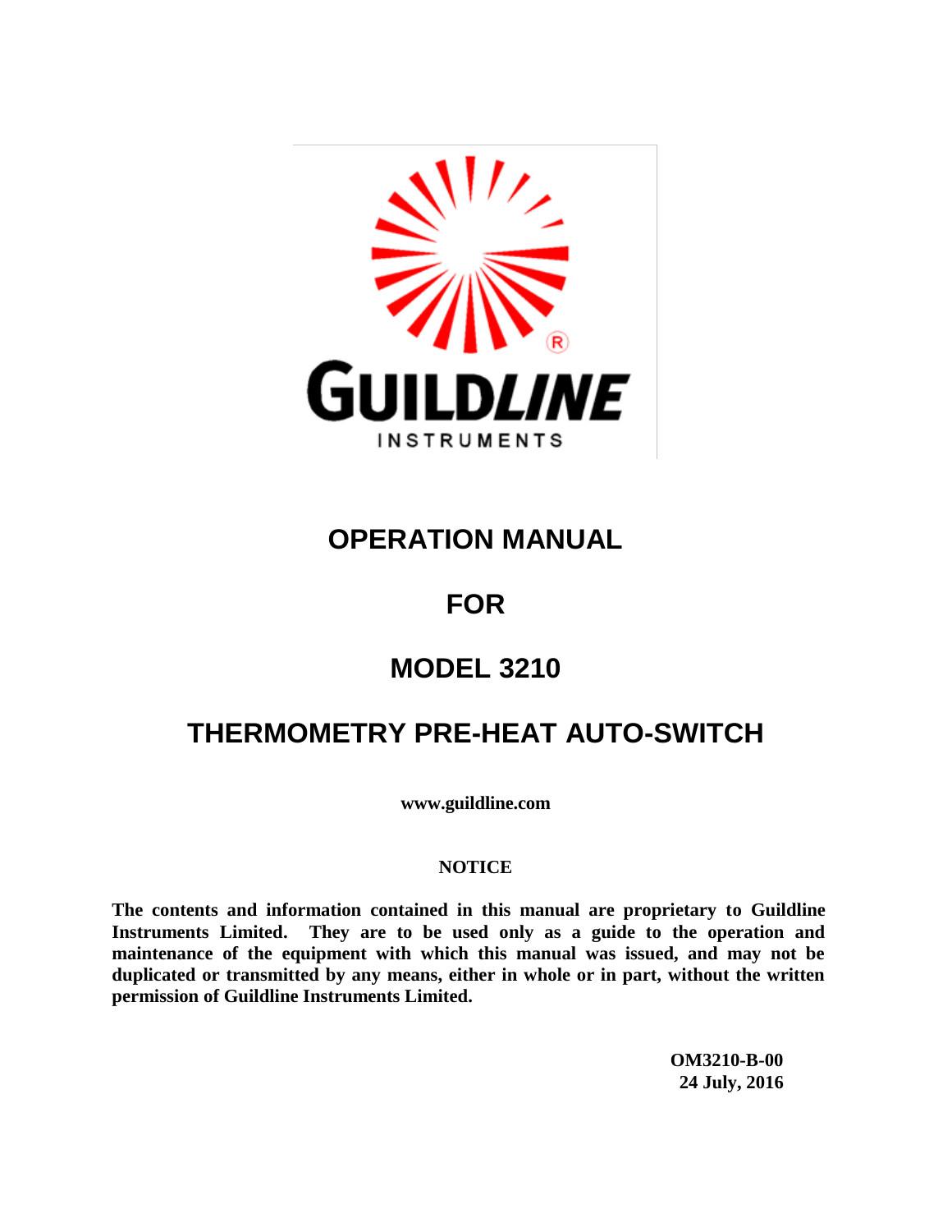# OPERATION MANUAL

# FOR

# MODEL 3210

# THERMOMETRY PRE-HEAT AUTO-SWITCH

**www.guildline.com**

**NOTICE**

**The contents and information contained in this manual are proprietary to Guildline Instruments Limited. They are to be used only as a guide to the operation and maintenance of the equipment with which this manual was issued, and may not be duplicated or transmitted by any means, either in whole or in part, without the written permission of Guildline Instruments Limited.**

**OM3210-B-00**
**24 July, 2016**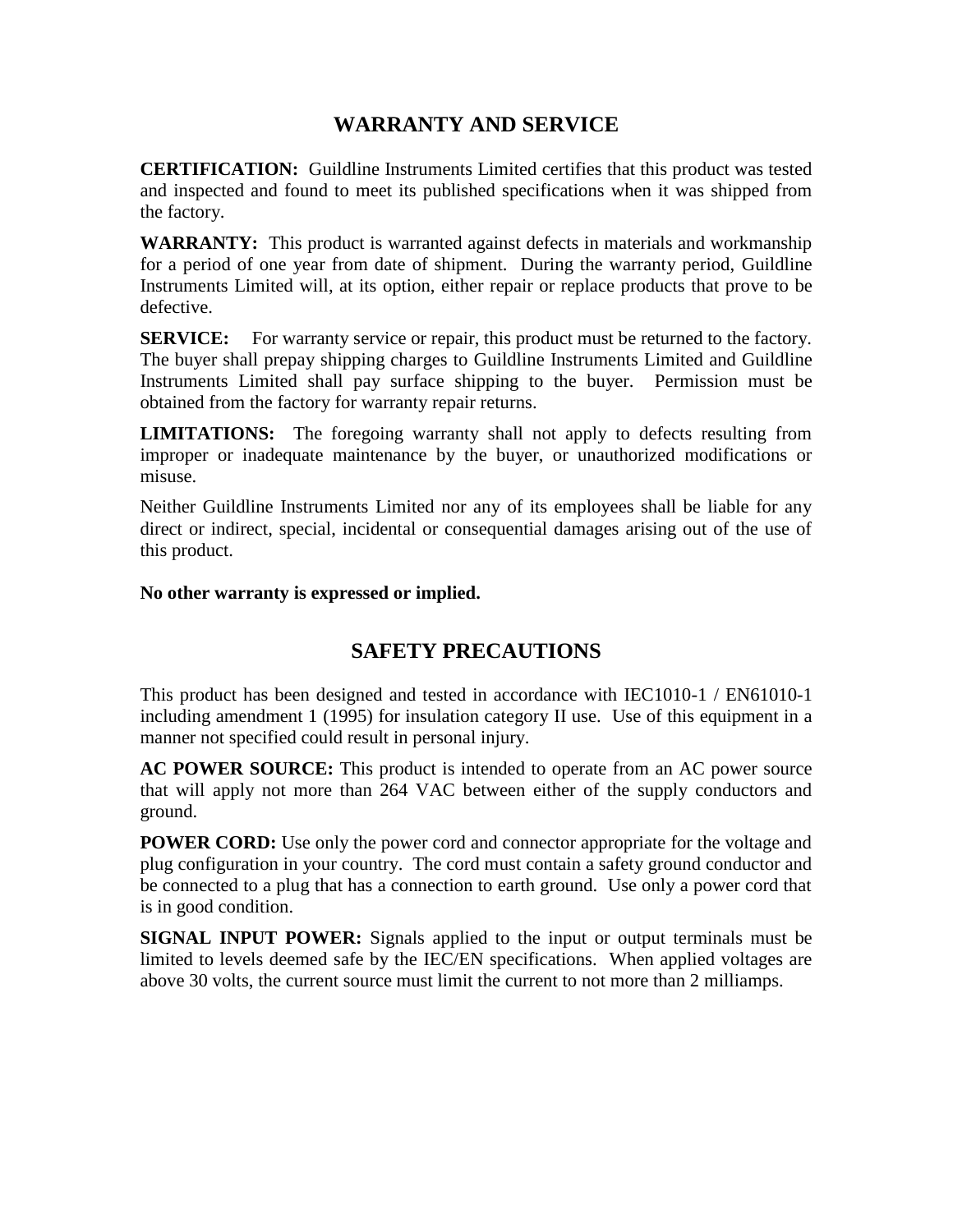# WARRANTY AND SERVICE

**CERTIFICATION:** Guildline Instruments Limited certifies that this product was tested and inspected and found to meet its published specifications when it was shipped from the factory.

**WARRANTY:** This product is warranted against defects in materials and workmanship for a period of one year from date of shipment. During the warranty period, Guildline Instruments Limited will, at its option, either repair or replace products that prove to be defective.

**SERVICE:** For warranty service or repair, this product must be returned to the factory. The buyer shall prepay shipping charges to Guildline Instruments Limited and Guildline Instruments Limited shall pay surface shipping to the buyer. Permission must be obtained from the factory for warranty repair returns.

**LIMITATIONS:** The foregoing warranty shall not apply to defects resulting from improper or inadequate maintenance by the buyer, or unauthorized modifications or misuse.

Neither Guildline Instruments Limited nor any of its employees shall be liable for any direct or indirect, special, incidental or consequential damages arising out of the use of this product.

**No other warranty is expressed or implied.**

# SAFETY PRECAUTIONS

This product has been designed and tested in accordance with IEC1010-1 / EN61010-1 including amendment 1 (1995) for insulation category II use. Use of this equipment in a manner not specified could result in personal injury.

**AC POWER SOURCE:** This product is intended to operate from an AC power source that will apply not more than 264 VAC between either of the supply conductors and ground.

**POWER CORD:** Use only the power cord and connector appropriate for the voltage and plug configuration in your country. The cord must contain a safety ground conductor and be connected to a plug that has a connection to earth ground. Use only a power cord that is in good condition.

**SIGNAL INPUT POWER:** Signals applied to the input or output terminals must be limited to levels deemed safe by the IEC/EN specifications. When applied voltages are above 30 volts, the current source must limit the current to not more than 2 milliamps.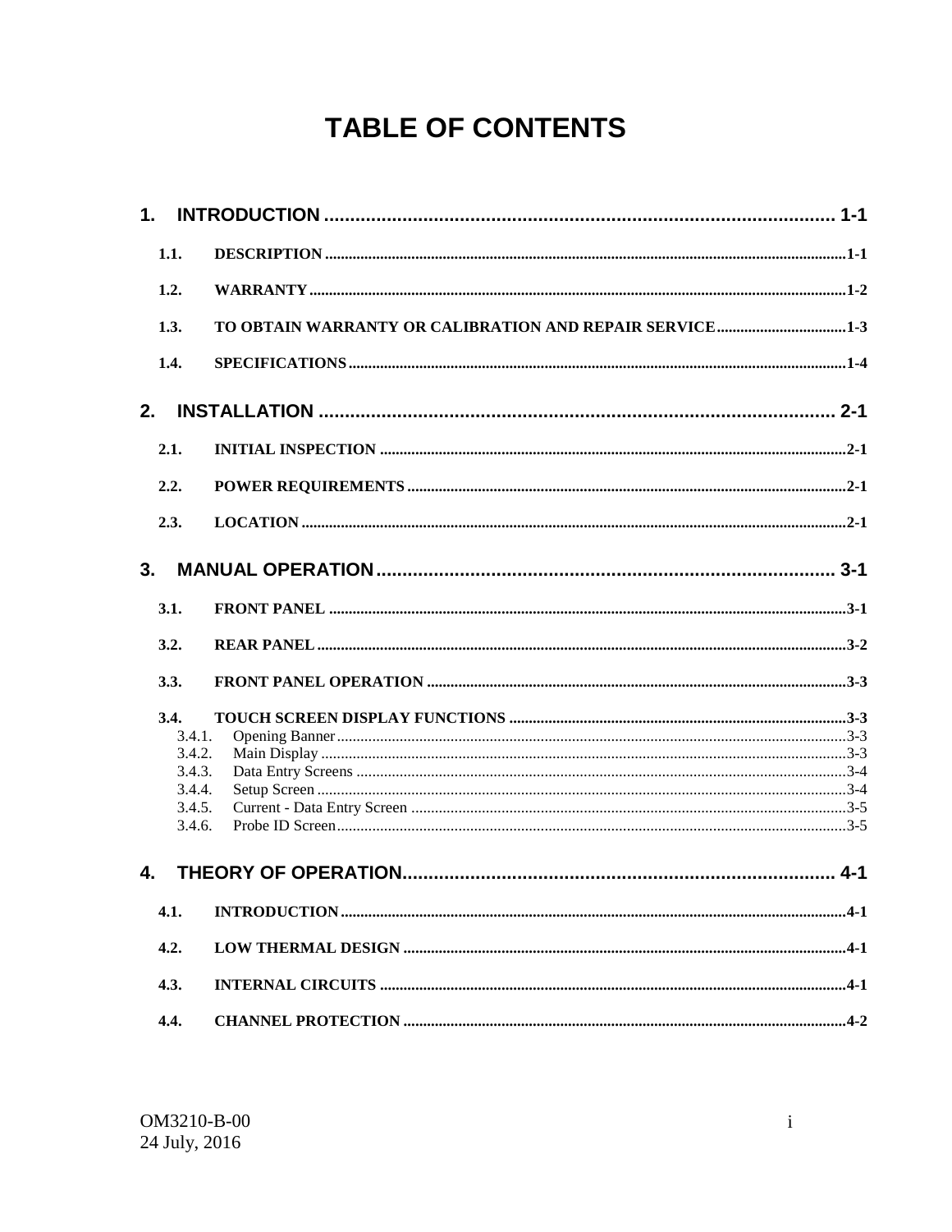# TABLE OF CONTENTS

1. INTRODUCTION ................................................................................................ 1-1

   1.1. DESCRIPTION .................................................................................................1-1

   1.2. WARRANTY .....................................................................................................1-2

   1.3. TO OBTAIN WARRANTY OR CALIBRATION AND REPAIR SERVICE ...............1-3

   1.4. SPECIFICATIONS ............................................................................................1-4

2. INSTALLATION ................................................................................................ 2-1

   2.1. INITIAL INSPECTION .......................................................................................2-1

   2.2. POWER REQUIREMENTS ...............................................................................2-1

   2.3. LOCATION .......................................................................................................2-1

3. MANUAL OPERATION ...................................................................................... 3-1

   3.1. FRONT PANEL .................................................................................................3-1

   3.2. REAR PANEL ...................................................................................................3-2

   3.3. FRONT PANEL OPERATION ............................................................................3-3

   3.4. TOUCH SCREEN DISPLAY FUNCTIONS ..........................................................3-3
      - 3.4.1. Opening Banner ........................................................................................3-3
      - 3.4.2. Main Display .............................................................................................3-3
      - 3.4.3. Data Entry Screens ...................................................................................3-4
      - 3.4.4. Setup Screen .............................................................................................3-4
      - 3.4.5. Current - Data Entry Screen .....................................................................3-5
      - 3.4.6. Probe ID Screen ........................................................................................3-5

4. THEORY OF OPERATION ................................................................................. 4-1

   4.1. INTRODUCTION ...............................................................................................4-1

   4.2. LOW THERMAL DESIGN .................................................................................4-1

   4.3. INTERNAL CIRCUITS ......................................................................................4-1

   4.4. CHANNEL PROTECTION .................................................................................4-2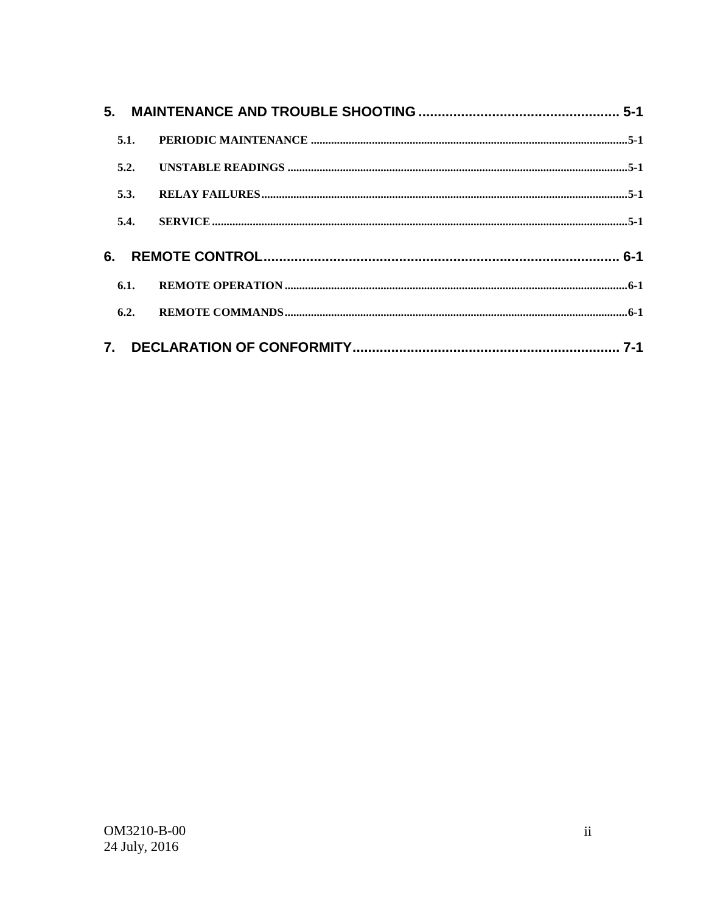**5. MAINTENANCE AND TROUBLE SHOOTING .................................................... 5-1**

- 5.1. PERIODIC MAINTENANCE ............................................................................ 5-1
- 5.2. UNSTABLE READINGS ............................................................................ 5-1
- 5.3. RELAY FAILURES ............................................................................ 5-1
- 5.4. SERVICE ............................................................................ 5-1

**6. REMOTE CONTROL .................................................................................... 6-1**

- 6.1. REMOTE OPERATION ............................................................................ 6-1
- 6.2. REMOTE COMMANDS ............................................................................ 6-1

**7. DECLARATION OF CONFORMITY ..................................................................... 7-1**

OM3210-B-00
24 July, 2016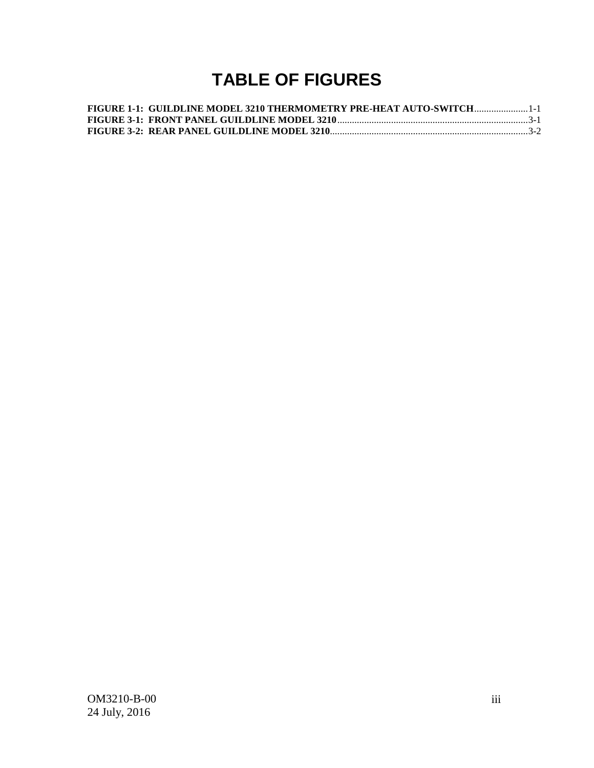# TABLE OF FIGURES

**FIGURE 1-1: GUILDLINE MODEL 3210 THERMOMETRY PRE-HEAT AUTO-SWITCH**......................1-1
**FIGURE 3-1: FRONT PANEL GUILDLINE MODEL 3210**..............................................................................3-1
**FIGURE 3-2: REAR PANEL GUILDLINE MODEL 3210**.................................................................................3-2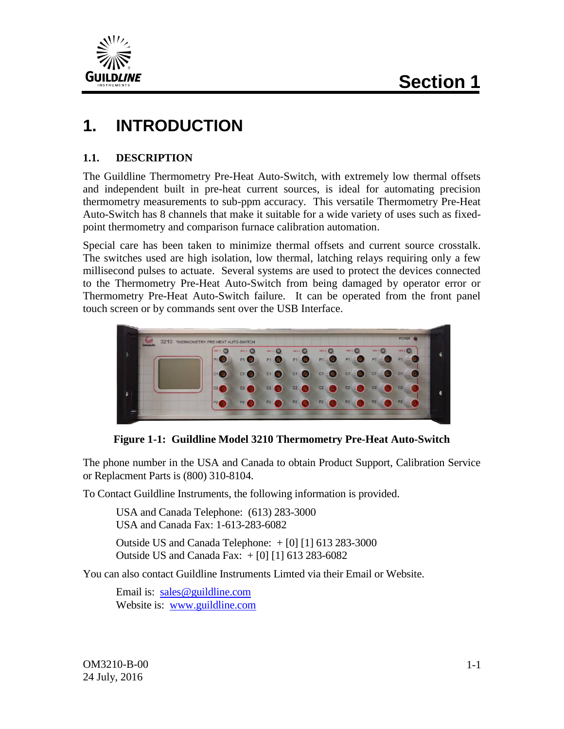# 1. INTRODUCTION

## 1.1. DESCRIPTION

The Guildline Thermometry Pre-Heat Auto-Switch, with extremely low thermal offsets and independent built in pre-heat current sources, is ideal for automating precision thermometry measurements to sub-ppm accuracy. This versatile Thermometry Pre-Heat Auto-Switch has 8 channels that make it suitable for a wide variety of uses such as fixed-point thermometry and comparison furnace calibration automation.

Special care has been taken to minimize thermal offsets and current source crosstalk. The switches used are high isolation, low thermal, latching relays requiring only a few millisecond pulses to actuate. Several systems are used to protect the devices connected to the Thermometry Pre-Heat Auto-Switch from being damaged by operator error or Thermometry Pre-Heat Auto-Switch failure. It can be operated from the front panel touch screen or by commands sent over the USB Interface.

**Figure 1-1: Guildline Model 3210 Thermometry Pre-Heat Auto-Switch**

The phone number in the USA and Canada to obtain Product Support, Calibration Service or Replacment Parts is (800) 310-8104.

To Contact Guildline Instruments, the following information is provided.

USA and Canada Telephone: (613) 283-3000
USA and Canada Fax: 1-613-283-6082

Outside US and Canada Telephone: + [0] [1] 613 283-3000
Outside US and Canada Fax: + [0] [1] 613 283-6082

You can also contact Guildline Instruments Limted via their Email or Website.

Email is: sales@guildline.com
Website is: www.guildline.com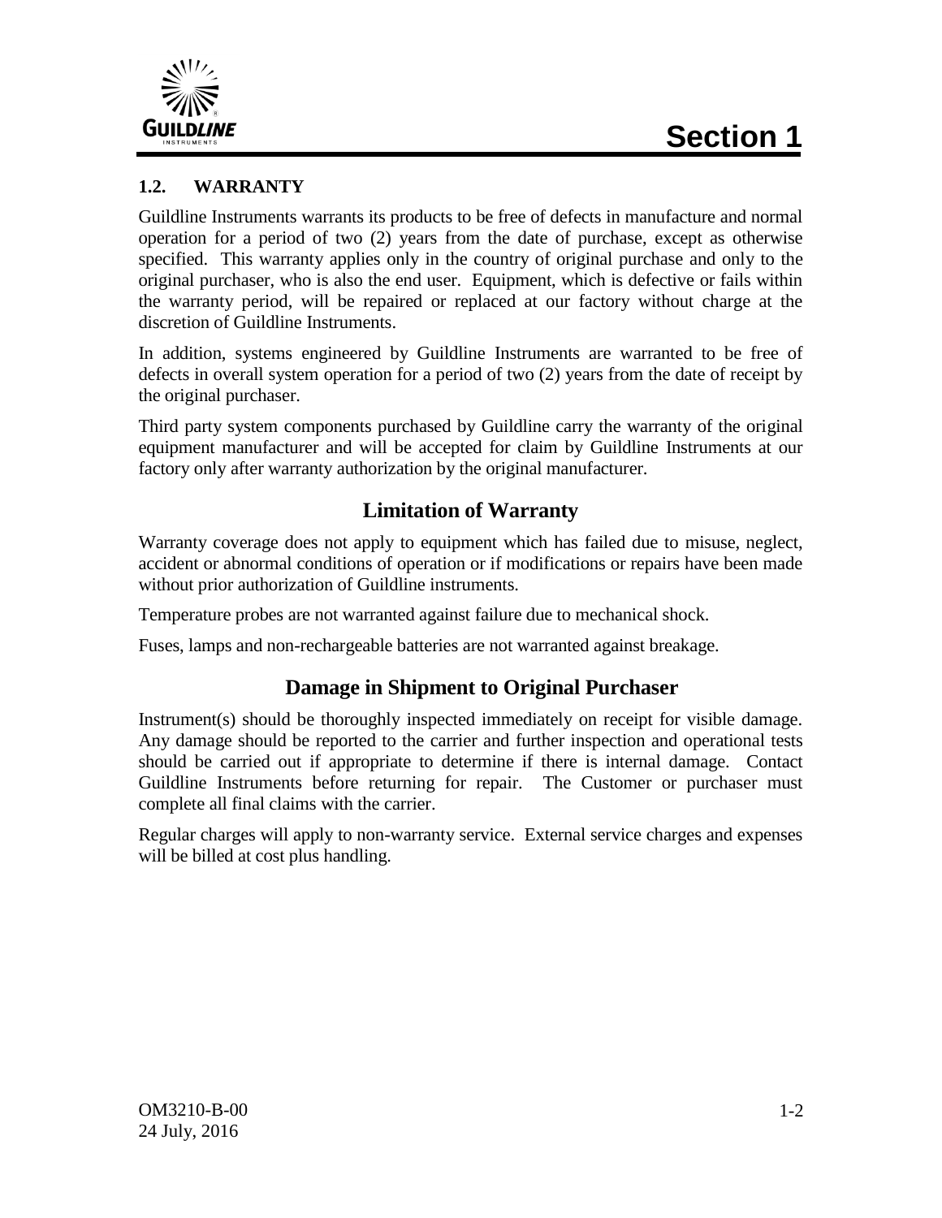## 1.2. WARRANTY

Guildline Instruments warrants its products to be free of defects in manufacture and normal operation for a period of two (2) years from the date of purchase, except as otherwise specified. This warranty applies only in the country of original purchase and only to the original purchaser, who is also the end user. Equipment, which is defective or fails within the warranty period, will be repaired or replaced at our factory without charge at the discretion of Guildline Instruments.

In addition, systems engineered by Guildline Instruments are warranted to be free of defects in overall system operation for a period of two (2) years from the date of receipt by the original purchaser.

Third party system components purchased by Guildline carry the warranty of the original equipment manufacturer and will be accepted for claim by Guildline Instruments at our factory only after warranty authorization by the original manufacturer.

### Limitation of Warranty

Warranty coverage does not apply to equipment which has failed due to misuse, neglect, accident or abnormal conditions of operation or if modifications or repairs have been made without prior authorization of Guildline instruments.

Temperature probes are not warranted against failure due to mechanical shock.

Fuses, lamps and non-rechargeable batteries are not warranted against breakage.

### Damage in Shipment to Original Purchaser

Instrument(s) should be thoroughly inspected immediately on receipt for visible damage. Any damage should be reported to the carrier and further inspection and operational tests should be carried out if appropriate to determine if there is internal damage. Contact Guildline Instruments before returning for repair. The Customer or purchaser must complete all final claims with the carrier.

Regular charges will apply to non-warranty service. External service charges and expenses will be billed at cost plus handling.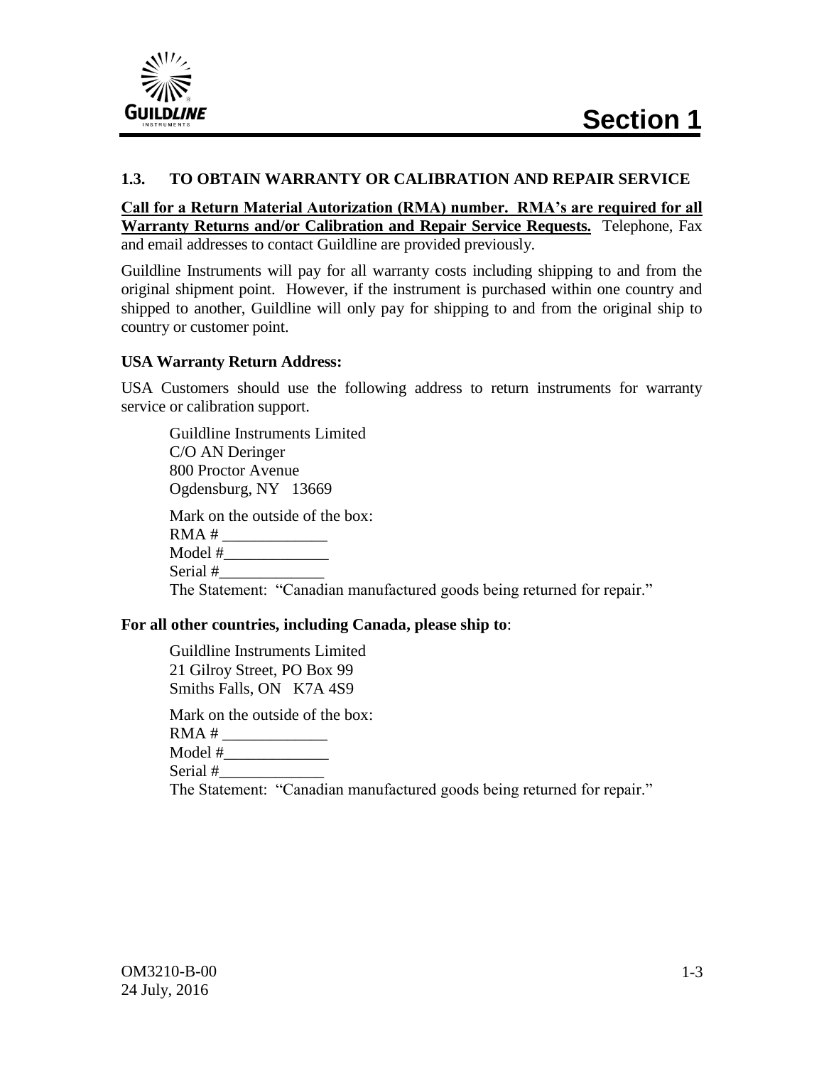## 1.3. TO OBTAIN WARRANTY OR CALIBRATION AND REPAIR SERVICE

**Call for a Return Material Autorization (RMA) number. RMA's are required for all Warranty Returns and/or Calibration and Repair Service Requests.** Telephone, Fax and email addresses to contact Guildline are provided previously.

Guildline Instruments will pay for all warranty costs including shipping to and from the original shipment point. However, if the instrument is purchased within one country and shipped to another, Guildline will only pay for shipping to and from the original ship to country or customer point.

**USA Warranty Return Address:**

USA Customers should use the following address to return instruments for warranty service or calibration support.

Guildline Instruments Limited
C/O AN Deringer
800 Proctor Avenue
Ogdensburg, NY 13669

Mark on the outside of the box:
RMA # _____________
Model #_____________
Serial #_____________
The Statement: "Canadian manufactured goods being returned for repair."

**For all other countries, including Canada, please ship to**:

Guildline Instruments Limited
21 Gilroy Street, PO Box 99
Smiths Falls, ON K7A 4S9

Mark on the outside of the box:
RMA # _____________
Model #_____________
Serial #_____________
The Statement: "Canadian manufactured goods being returned for repair."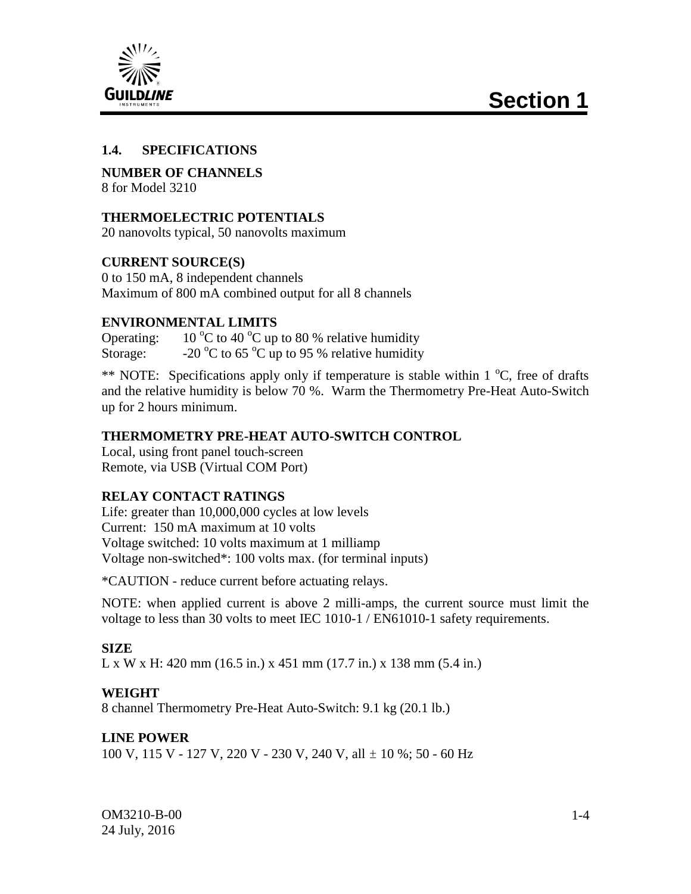## 1.4. SPECIFICATIONS

**NUMBER OF CHANNELS**
8 for Model 3210

**THERMOELECTRIC POTENTIALS**
20 nanovolts typical, 50 nanovolts maximum

**CURRENT SOURCE(S)**
0 to 150 mA, 8 independent channels
Maximum of 800 mA combined output for all 8 channels

**ENVIRONMENTAL LIMITS**
Operating: 10 °C to 40 °C up to 80 % relative humidity
Storage: -20 °C to 65 °C up to 95 % relative humidity

** NOTE: Specifications apply only if temperature is stable within 1 °C, free of drafts and the relative humidity is below 70 %. Warm the Thermometry Pre-Heat Auto-Switch up for 2 hours minimum.

**THERMOMETRY PRE-HEAT AUTO-SWITCH CONTROL**
Local, using front panel touch-screen
Remote, via USB (Virtual COM Port)

**RELAY CONTACT RATINGS**
Life: greater than 10,000,000 cycles at low levels
Current: 150 mA maximum at 10 volts
Voltage switched: 10 volts maximum at 1 milliamp
Voltage non-switched*: 100 volts max. (for terminal inputs)

*CAUTION - reduce current before actuating relays.

NOTE: when applied current is above 2 milli-amps, the current source must limit the voltage to less than 30 volts to meet IEC 1010-1 / EN61010-1 safety requirements.

**SIZE**
L x W x H: 420 mm (16.5 in.) x 451 mm (17.7 in.) x 138 mm (5.4 in.)

**WEIGHT**
8 channel Thermometry Pre-Heat Auto-Switch: 9.1 kg (20.1 lb.)

**LINE POWER**
100 V, 115 V - 127 V, 220 V - 230 V, 240 V, all ± 10 %; 50 - 60 Hz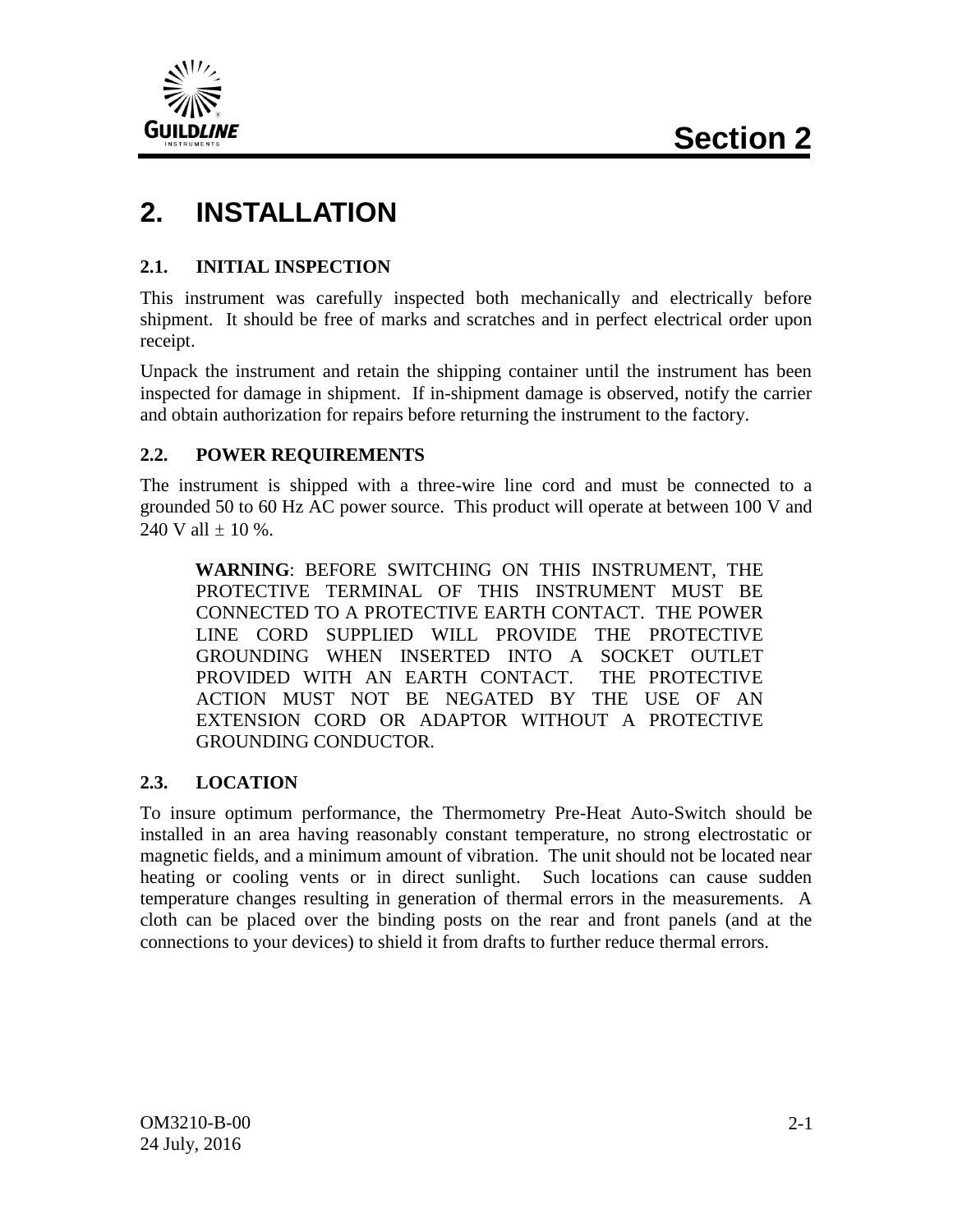# 2. INSTALLATION

## 2.1. INITIAL INSPECTION

This instrument was carefully inspected both mechanically and electrically before shipment. It should be free of marks and scratches and in perfect electrical order upon receipt.

Unpack the instrument and retain the shipping container until the instrument has been inspected for damage in shipment. If in-shipment damage is observed, notify the carrier and obtain authorization for repairs before returning the instrument to the factory.

## 2.2. POWER REQUIREMENTS

The instrument is shipped with a three-wire line cord and must be connected to a grounded 50 to 60 Hz AC power source. This product will operate at between 100 V and 240 V all ± 10 %.

> **WARNING**: BEFORE SWITCHING ON THIS INSTRUMENT, THE PROTECTIVE TERMINAL OF THIS INSTRUMENT MUST BE CONNECTED TO A PROTECTIVE EARTH CONTACT. THE POWER LINE CORD SUPPLIED WILL PROVIDE THE PROTECTIVE GROUNDING WHEN INSERTED INTO A SOCKET OUTLET PROVIDED WITH AN EARTH CONTACT. THE PROTECTIVE ACTION MUST NOT BE NEGATED BY THE USE OF AN EXTENSION CORD OR ADAPTOR WITHOUT A PROTECTIVE GROUNDING CONDUCTOR.

## 2.3. LOCATION

To insure optimum performance, the Thermometry Pre-Heat Auto-Switch should be installed in an area having reasonably constant temperature, no strong electrostatic or magnetic fields, and a minimum amount of vibration. The unit should not be located near heating or cooling vents or in direct sunlight. Such locations can cause sudden temperature changes resulting in generation of thermal errors in the measurements. A cloth can be placed over the binding posts on the rear and front panels (and at the connections to your devices) to shield it from drafts to further reduce thermal errors.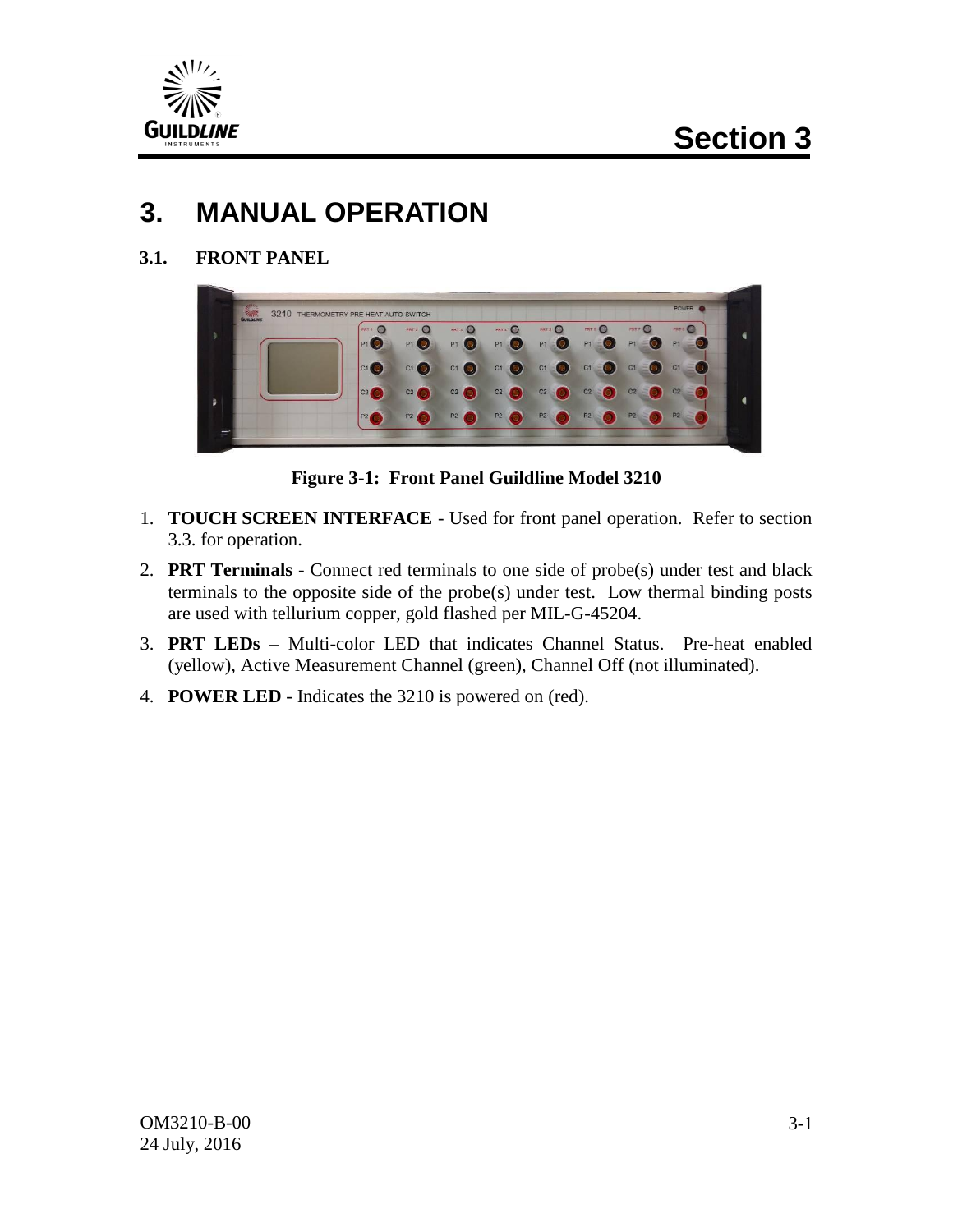# 3. MANUAL OPERATION

## 3.1. FRONT PANEL

**Figure 3-1: Front Panel Guildline Model 3210**

1. **TOUCH SCREEN INTERFACE** - Used for front panel operation. Refer to section 3.3. for operation.
2. **PRT Terminals** - Connect red terminals to one side of probe(s) under test and black terminals to the opposite side of the probe(s) under test. Low thermal binding posts are used with tellurium copper, gold flashed per MIL-G-45204.
3. **PRT LEDs** – Multi-color LED that indicates Channel Status. Pre-heat enabled (yellow), Active Measurement Channel (green), Channel Off (not illuminated).
4. **POWER LED** - Indicates the 3210 is powered on (red).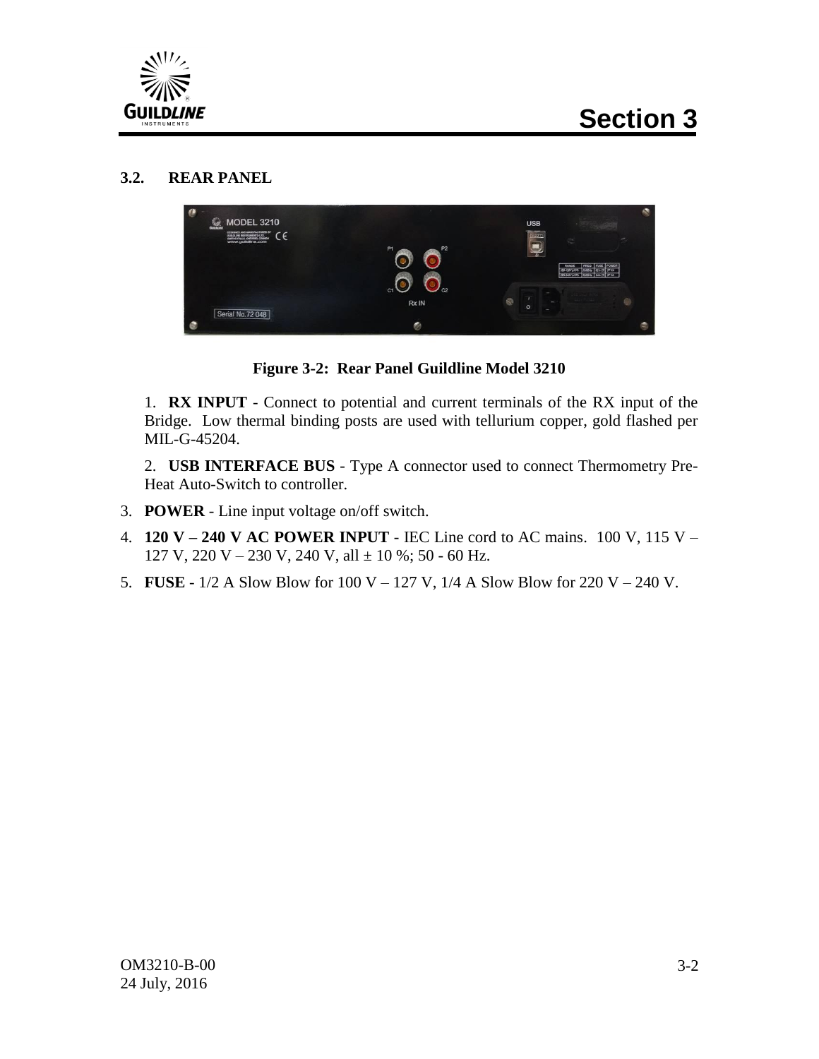## 3.2. REAR PANEL

**Figure 3-2: Rear Panel Guildline Model 3210**

1. **RX INPUT** - Connect to potential and current terminals of the RX input of the Bridge. Low thermal binding posts are used with tellurium copper, gold flashed per MIL-G-45204.

2. **USB INTERFACE BUS** - Type A connector used to connect Thermometry Pre-Heat Auto-Switch to controller.

3. **POWER** - Line input voltage on/off switch.

4. **120 V – 240 V AC POWER INPUT** - IEC Line cord to AC mains. 100 V, 115 V – 127 V, 220 V – 230 V, 240 V, all ± 10 %; 50 - 60 Hz.

5. **FUSE** - 1/2 A Slow Blow for 100 V – 127 V, 1/4 A Slow Blow for 220 V – 240 V.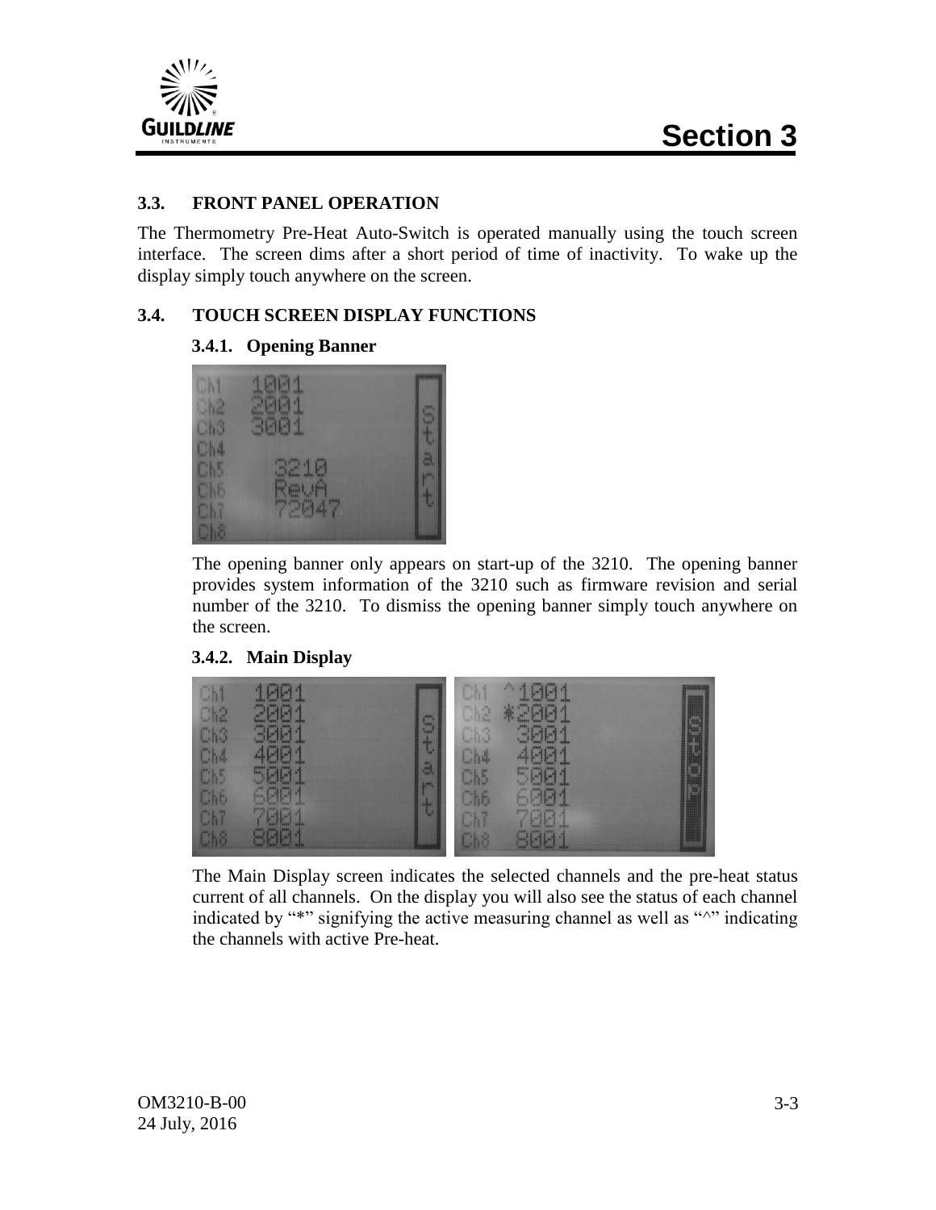### 3.3. FRONT PANEL OPERATION

The Thermometry Pre-Heat Auto-Switch is operated manually using the touch screen interface. The screen dims after a short period of time of inactivity. To wake up the display simply touch anywhere on the screen.

### 3.4. TOUCH SCREEN DISPLAY FUNCTIONS

#### 3.4.1. Opening Banner

The opening banner only appears on start-up of the 3210. The opening banner provides system information of the 3210 such as firmware revision and serial number of the 3210. To dismiss the opening banner simply touch anywhere on the screen.

#### 3.4.2. Main Display

The Main Display screen indicates the selected channels and the pre-heat status current of all channels. On the display you will also see the status of each channel indicated by "*" signifying the active measuring channel as well as "^" indicating the channels with active Pre-heat.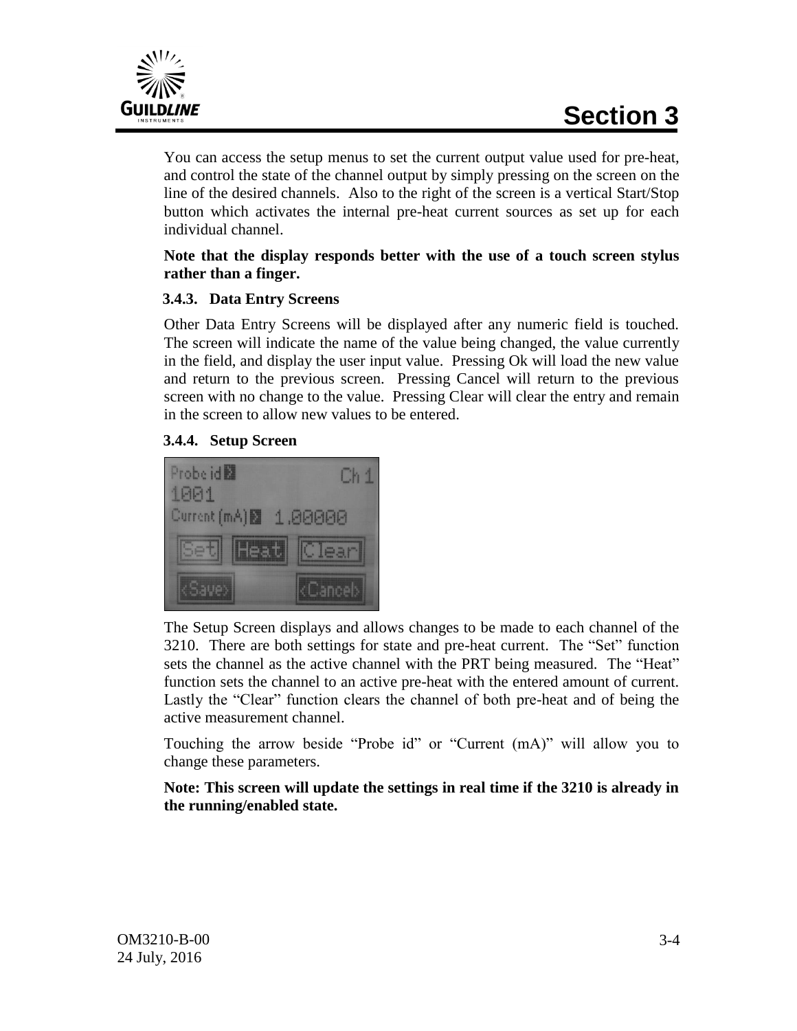You can access the setup menus to set the current output value used for pre-heat, and control the state of the channel output by simply pressing on the screen on the line of the desired channels. Also to the right of the screen is a vertical Start/Stop button which activates the internal pre-heat current sources as set up for each individual channel.

**Note that the display responds better with the use of a touch screen stylus rather than a finger.**

### 3.4.3. Data Entry Screens

Other Data Entry Screens will be displayed after any numeric field is touched. The screen will indicate the name of the value being changed, the value currently in the field, and display the user input value. Pressing Ok will load the new value and return to the previous screen. Pressing Cancel will return to the previous screen with no change to the value. Pressing Clear will clear the entry and remain in the screen to allow new values to be entered.

### 3.4.4. Setup Screen

The Setup Screen displays and allows changes to be made to each channel of the 3210. There are both settings for state and pre-heat current. The "Set" function sets the channel as the active channel with the PRT being measured. The "Heat" function sets the channel to an active pre-heat with the entered amount of current. Lastly the "Clear" function clears the channel of both pre-heat and of being the active measurement channel.

Touching the arrow beside "Probe id" or "Current (mA)" will allow you to change these parameters.

**Note: This screen will update the settings in real time if the 3210 is already in the running/enabled state.**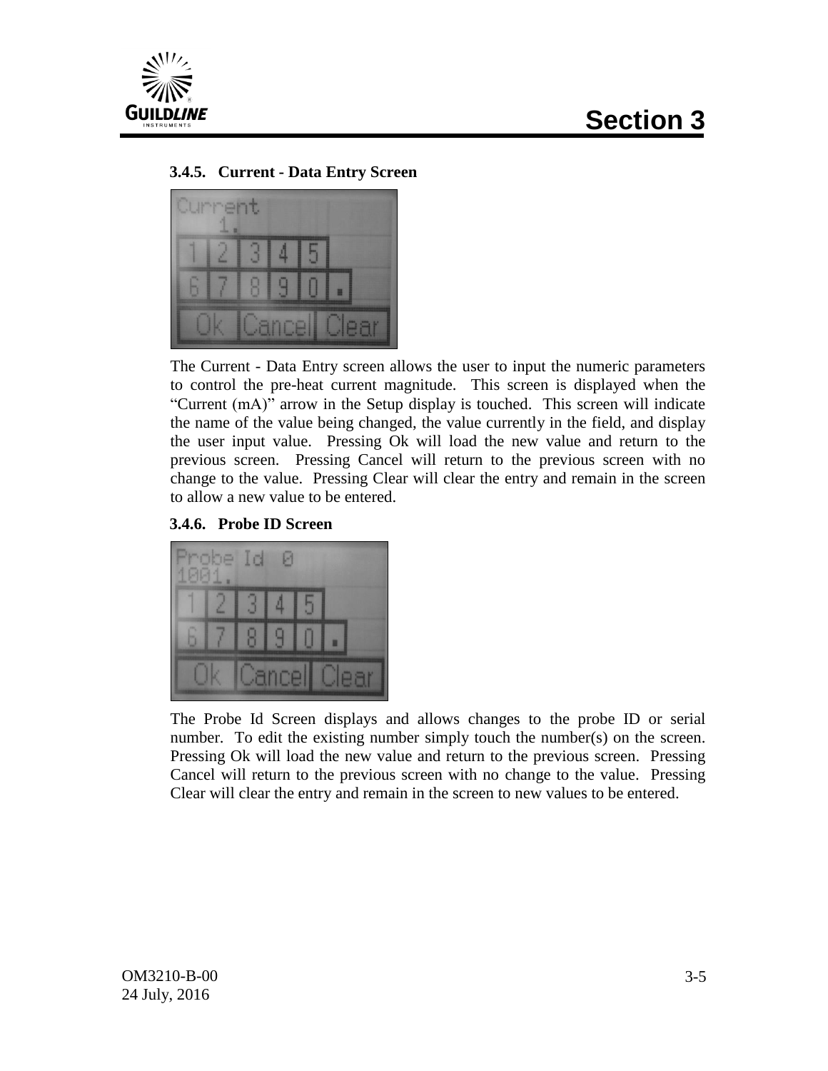### 3.4.5. Current - Data Entry Screen

The Current - Data Entry screen allows the user to input the numeric parameters to control the pre-heat current magnitude. This screen is displayed when the "Current (mA)" arrow in the Setup display is touched. This screen will indicate the name of the value being changed, the value currently in the field, and display the user input value. Pressing Ok will load the new value and return to the previous screen. Pressing Cancel will return to the previous screen with no change to the value. Pressing Clear will clear the entry and remain in the screen to allow a new value to be entered.

### 3.4.6. Probe ID Screen

The Probe Id Screen displays and allows changes to the probe ID or serial number. To edit the existing number simply touch the number(s) on the screen. Pressing Ok will load the new value and return to the previous screen. Pressing Cancel will return to the previous screen with no change to the value. Pressing Clear will clear the entry and remain in the screen to new values to be entered.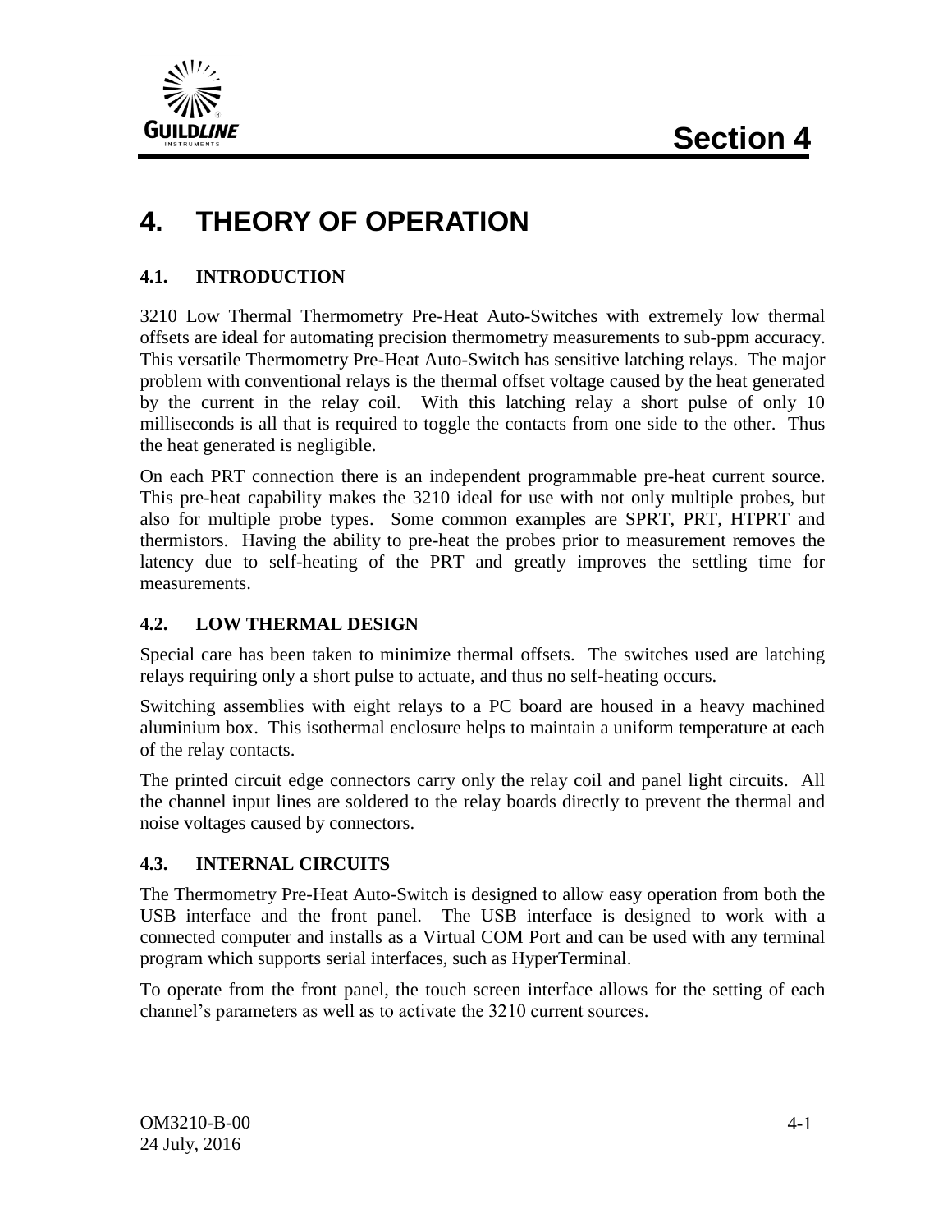# 4. THEORY OF OPERATION

## 4.1. INTRODUCTION

3210 Low Thermal Thermometry Pre-Heat Auto-Switches with extremely low thermal offsets are ideal for automating precision thermometry measurements to sub-ppm accuracy. This versatile Thermometry Pre-Heat Auto-Switch has sensitive latching relays. The major problem with conventional relays is the thermal offset voltage caused by the heat generated by the current in the relay coil. With this latching relay a short pulse of only 10 milliseconds is all that is required to toggle the contacts from one side to the other. Thus the heat generated is negligible.

On each PRT connection there is an independent programmable pre-heat current source. This pre-heat capability makes the 3210 ideal for use with not only multiple probes, but also for multiple probe types. Some common examples are SPRT, PRT, HTPRT and thermistors. Having the ability to pre-heat the probes prior to measurement removes the latency due to self-heating of the PRT and greatly improves the settling time for measurements.

## 4.2. LOW THERMAL DESIGN

Special care has been taken to minimize thermal offsets. The switches used are latching relays requiring only a short pulse to actuate, and thus no self-heating occurs.

Switching assemblies with eight relays to a PC board are housed in a heavy machined aluminium box. This isothermal enclosure helps to maintain a uniform temperature at each of the relay contacts.

The printed circuit edge connectors carry only the relay coil and panel light circuits. All the channel input lines are soldered to the relay boards directly to prevent the thermal and noise voltages caused by connectors.

## 4.3. INTERNAL CIRCUITS

The Thermometry Pre-Heat Auto-Switch is designed to allow easy operation from both the USB interface and the front panel. The USB interface is designed to work with a connected computer and installs as a Virtual COM Port and can be used with any terminal program which supports serial interfaces, such as HyperTerminal.

To operate from the front panel, the touch screen interface allows for the setting of each channel's parameters as well as to activate the 3210 current sources.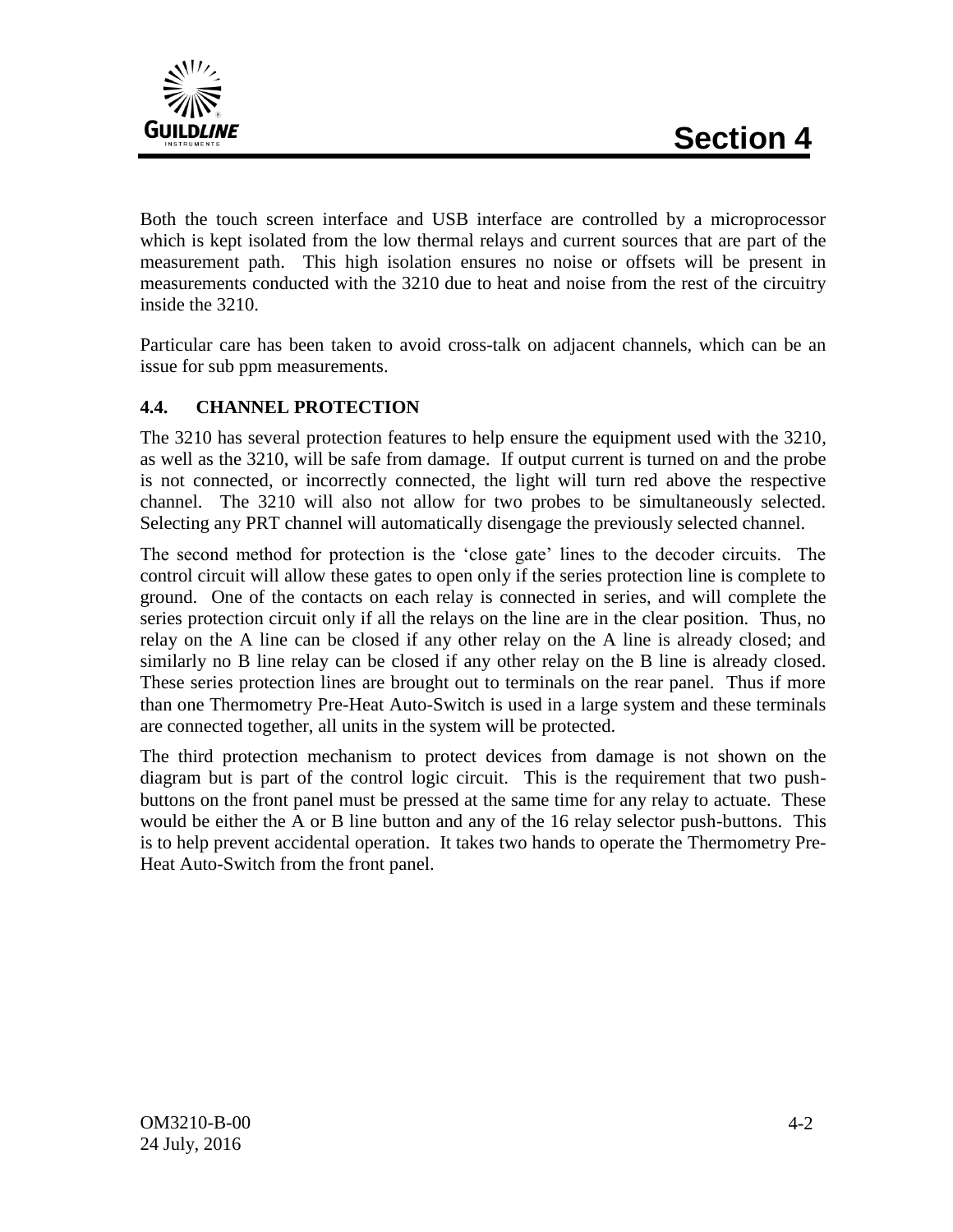Both the touch screen interface and USB interface are controlled by a microprocessor which is kept isolated from the low thermal relays and current sources that are part of the measurement path. This high isolation ensures no noise or offsets will be present in measurements conducted with the 3210 due to heat and noise from the rest of the circuitry inside the 3210.

Particular care has been taken to avoid cross-talk on adjacent channels, which can be an issue for sub ppm measurements.

### 4.4. CHANNEL PROTECTION

The 3210 has several protection features to help ensure the equipment used with the 3210, as well as the 3210, will be safe from damage. If output current is turned on and the probe is not connected, or incorrectly connected, the light will turn red above the respective channel. The 3210 will also not allow for two probes to be simultaneously selected. Selecting any PRT channel will automatically disengage the previously selected channel.

The second method for protection is the 'close gate' lines to the decoder circuits. The control circuit will allow these gates to open only if the series protection line is complete to ground. One of the contacts on each relay is connected in series, and will complete the series protection circuit only if all the relays on the line are in the clear position. Thus, no relay on the A line can be closed if any other relay on the A line is already closed; and similarly no B line relay can be closed if any other relay on the B line is already closed. These series protection lines are brought out to terminals on the rear panel. Thus if more than one Thermometry Pre-Heat Auto-Switch is used in a large system and these terminals are connected together, all units in the system will be protected.

The third protection mechanism to protect devices from damage is not shown on the diagram but is part of the control logic circuit. This is the requirement that two push-buttons on the front panel must be pressed at the same time for any relay to actuate. These would be either the A or B line button and any of the 16 relay selector push-buttons. This is to help prevent accidental operation. It takes two hands to operate the Thermometry Pre-Heat Auto-Switch from the front panel.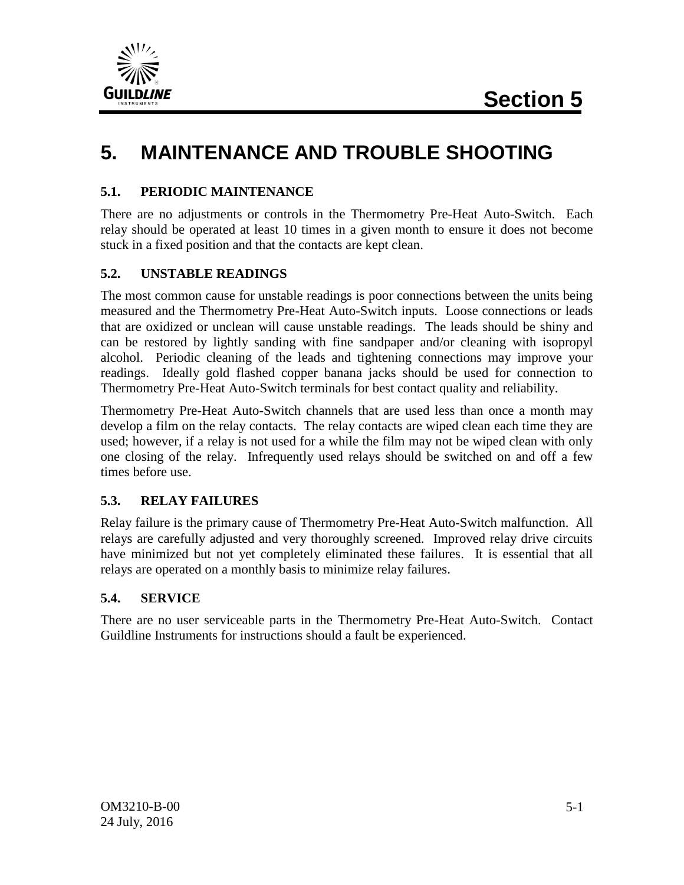# 5. MAINTENANCE AND TROUBLE SHOOTING

## 5.1. PERIODIC MAINTENANCE

There are no adjustments or controls in the Thermometry Pre-Heat Auto-Switch. Each relay should be operated at least 10 times in a given month to ensure it does not become stuck in a fixed position and that the contacts are kept clean.

## 5.2. UNSTABLE READINGS

The most common cause for unstable readings is poor connections between the units being measured and the Thermometry Pre-Heat Auto-Switch inputs. Loose connections or leads that are oxidized or unclean will cause unstable readings. The leads should be shiny and can be restored by lightly sanding with fine sandpaper and/or cleaning with isopropyl alcohol. Periodic cleaning of the leads and tightening connections may improve your readings. Ideally gold flashed copper banana jacks should be used for connection to Thermometry Pre-Heat Auto-Switch terminals for best contact quality and reliability.

Thermometry Pre-Heat Auto-Switch channels that are used less than once a month may develop a film on the relay contacts. The relay contacts are wiped clean each time they are used; however, if a relay is not used for a while the film may not be wiped clean with only one closing of the relay. Infrequently used relays should be switched on and off a few times before use.

## 5.3. RELAY FAILURES

Relay failure is the primary cause of Thermometry Pre-Heat Auto-Switch malfunction. All relays are carefully adjusted and very thoroughly screened. Improved relay drive circuits have minimized but not yet completely eliminated these failures. It is essential that all relays are operated on a monthly basis to minimize relay failures.

## 5.4. SERVICE

There are no user serviceable parts in the Thermometry Pre-Heat Auto-Switch. Contact Guildline Instruments for instructions should a fault be experienced.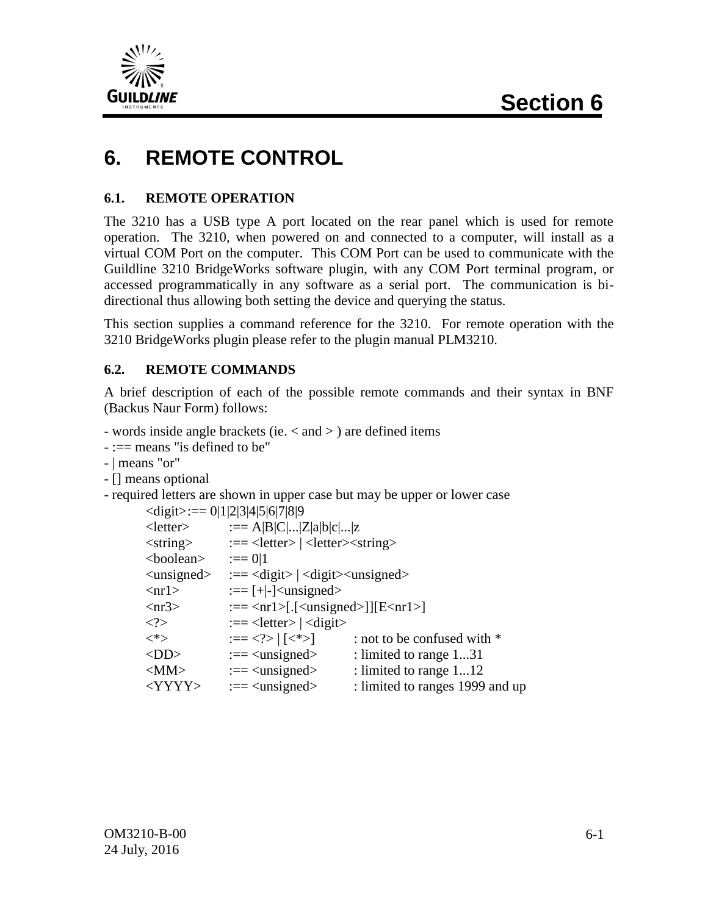# 6. REMOTE CONTROL

## 6.1. REMOTE OPERATION

The 3210 has a USB type A port located on the rear panel which is used for remote operation. The 3210, when powered on and connected to a computer, will install as a virtual COM Port on the computer. This COM Port can be used to communicate with the Guildline 3210 BridgeWorks software plugin, with any COM Port terminal program, or accessed programmatically in any software as a serial port. The communication is bi-directional thus allowing both setting the device and querying the status.

This section supplies a command reference for the 3210. For remote operation with the 3210 BridgeWorks plugin please refer to the plugin manual PLM3210.

## 6.2. REMOTE COMMANDS

A brief description of each of the possible remote commands and their syntax in BNF (Backus Naur Form) follows:

- words inside angle brackets (ie. < and > ) are defined items
- :== means "is defined to be"
- | means "or"
- [] means optional
- required letters are shown in upper case but may be upper or lower case

```
<digit>:== 0|1|2|3|4|5|6|7|8|9
<letter>     :== A|B|C|...|Z|a|b|c|...|z
<string>     :== <letter> | <letter><string>
<boolean>    :== 0|1
<unsigned>   :== <digit> | <digit><unsigned>
<nr1>        :== [+|-]<unsigned>
<nr3>        :== <nr1>[.[<unsigned>]][E<nr1>]
<?>          :== <letter> | <digit>
<*>          :== <?> | [<*>]       : not to be confused with *
<DD>         :== <unsigned>        : limited to range 1...31
<MM>         :== <unsigned>        : limited to range 1...12
<YYYY>       :== <unsigned>        : limited to ranges 1999 and up
```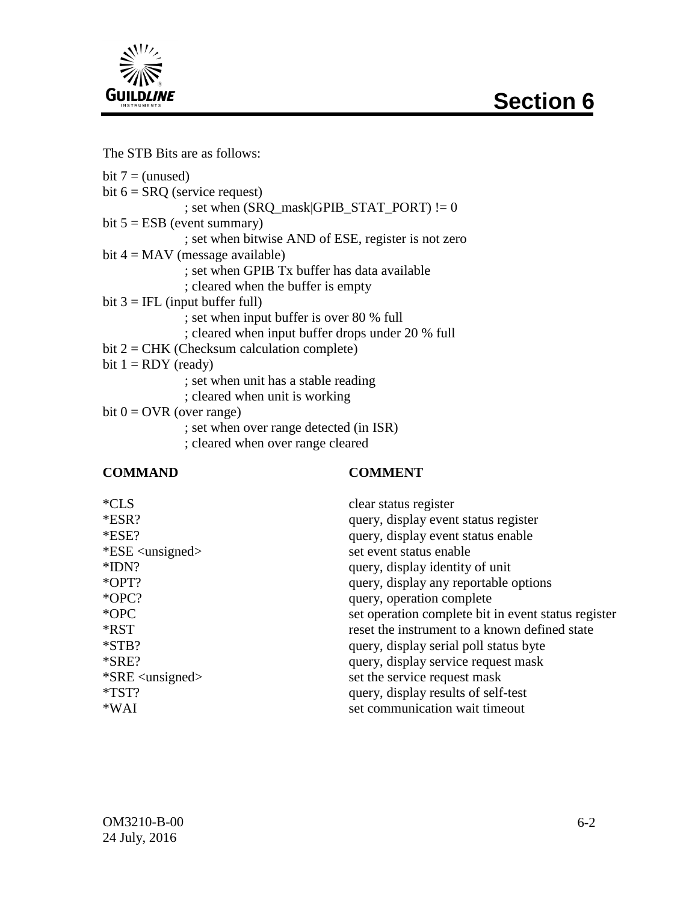The STB Bits are as follows:

```
bit 7 = (unused)
bit 6 = SRQ (service request)
              ; set when (SRQ_mask|GPIB_STAT_PORT) != 0
bit 5 = ESB (event summary)
              ; set when bitwise AND of ESE, register is not zero
bit 4 = MAV (message available)
              ; set when GPIB Tx buffer has data available
              ; cleared when the buffer is empty
bit 3 = IFL (input buffer full)
              ; set when input buffer is over 80 % full
              ; cleared when input buffer drops under 20 % full
bit 2 = CHK (Checksum calculation complete)
bit 1 = RDY (ready)
              ; set when unit has a stable reading
              ; cleared when unit is working
bit 0 = OVR (over range)
              ; set when over range detected (in ISR)
              ; cleared when over range cleared
```

| **COMMAND** | **COMMENT** |
|---|---|
| *CLS | clear status register |
| *ESR? | query, display event status register |
| *ESE? | query, display event status enable |
| *ESE <unsigned> | set event status enable |
| *IDN? | query, display identity of unit |
| *OPT? | query, display any reportable options |
| *OPC? | query, operation complete |
| *OPC | set operation complete bit in event status register |
| *RST | reset the instrument to a known defined state |
| *STB? | query, display serial poll status byte |
| *SRE? | query, display service request mask |
| *SRE <unsigned> | set the service request mask |
| *TST? | query, display results of self-test |
| *WAI | set communication wait timeout |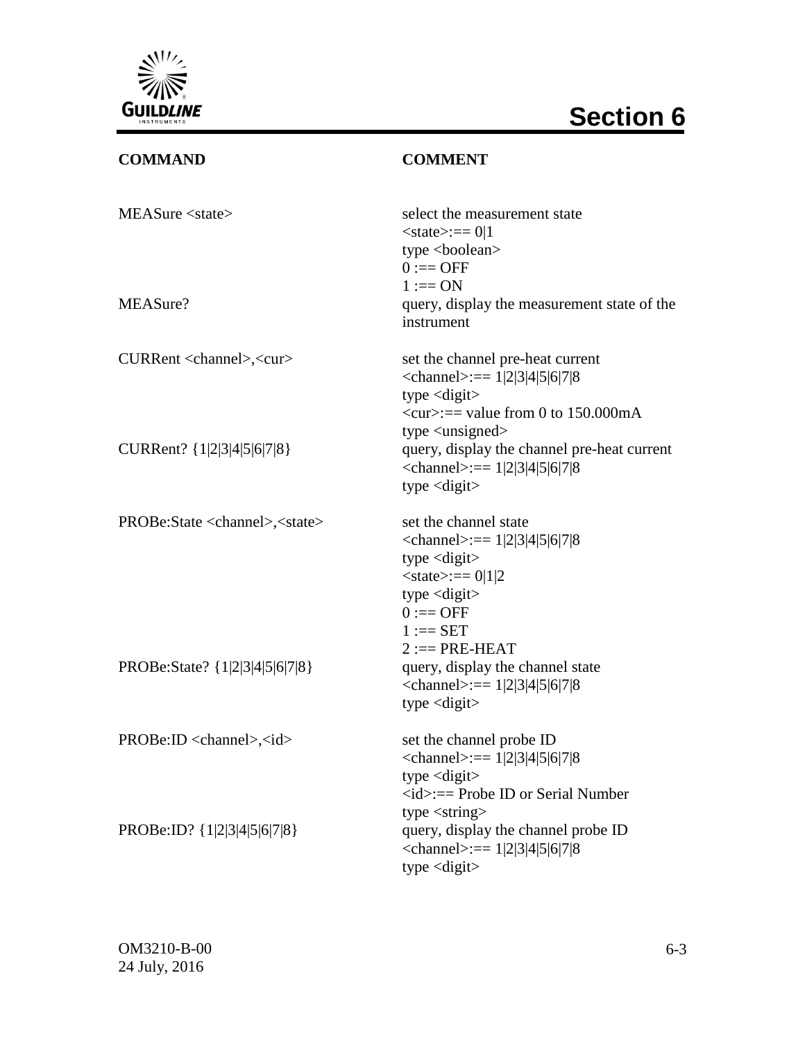| COMMAND | COMMENT |
|---|---|
| MEASure <state> | select the measurement state<br><state>:== 0\|1<br>type <boolean><br>0 :== OFF<br>1 :== ON |
| MEASure? | query, display the measurement state of the instrument |
| CURRent <channel>,<cur> | set the channel pre-heat current<br><channel>:== 1\|2\|3\|4\|5\|6\|7\|8<br>type <digit><br><cur>:== value from 0 to 150.000mA<br>type <unsigned> |
| CURRent? {1\|2\|3\|4\|5\|6\|7\|8} | query, display the channel pre-heat current<br><channel>:== 1\|2\|3\|4\|5\|6\|7\|8<br>type <digit> |
| PROBe:State <channel>,<state> | set the channel state<br><channel>:== 1\|2\|3\|4\|5\|6\|7\|8<br>type <digit><br><state>:== 0\|1\|2<br>type <digit><br>0 :== OFF<br>1 :== SET<br>2 :== PRE-HEAT |
| PROBe:State? {1\|2\|3\|4\|5\|6\|7\|8} | query, display the channel state<br><channel>:== 1\|2\|3\|4\|5\|6\|7\|8<br>type <digit> |
| PROBe:ID <channel>,<id> | set the channel probe ID<br><channel>:== 1\|2\|3\|4\|5\|6\|7\|8<br>type <digit><br><id>:== Probe ID or Serial Number<br>type <string> |
| PROBe:ID? {1\|2\|3\|4\|5\|6\|7\|8} | query, display the channel probe ID<br><channel>:== 1\|2\|3\|4\|5\|6\|7\|8<br>type <digit> |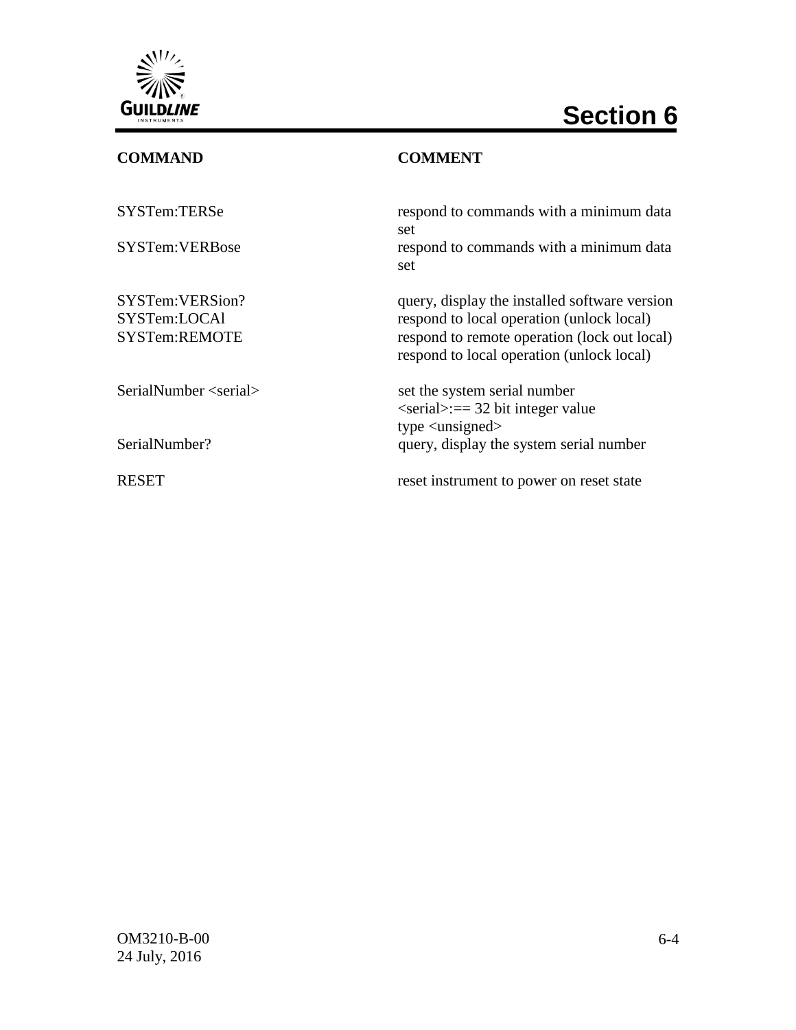| COMMAND | COMMENT |
| --- | --- |
| SYSTem:TERSe | respond to commands with a minimum data set |
| SYSTem:VERBose | respond to commands with a minimum data set |
| SYSTem:VERSion? | query, display the installed software version |
| SYSTem:LOCAl | respond to local operation (unlock local) |
| SYSTem:REMOTE | respond to remote operation (lock out local) respond to local operation (unlock local) |
| SerialNumber <serial> | set the system serial number <serial>:== 32 bit integer value type <unsigned> |
| SerialNumber? | query, display the system serial number |
| RESET | reset instrument to power on reset state |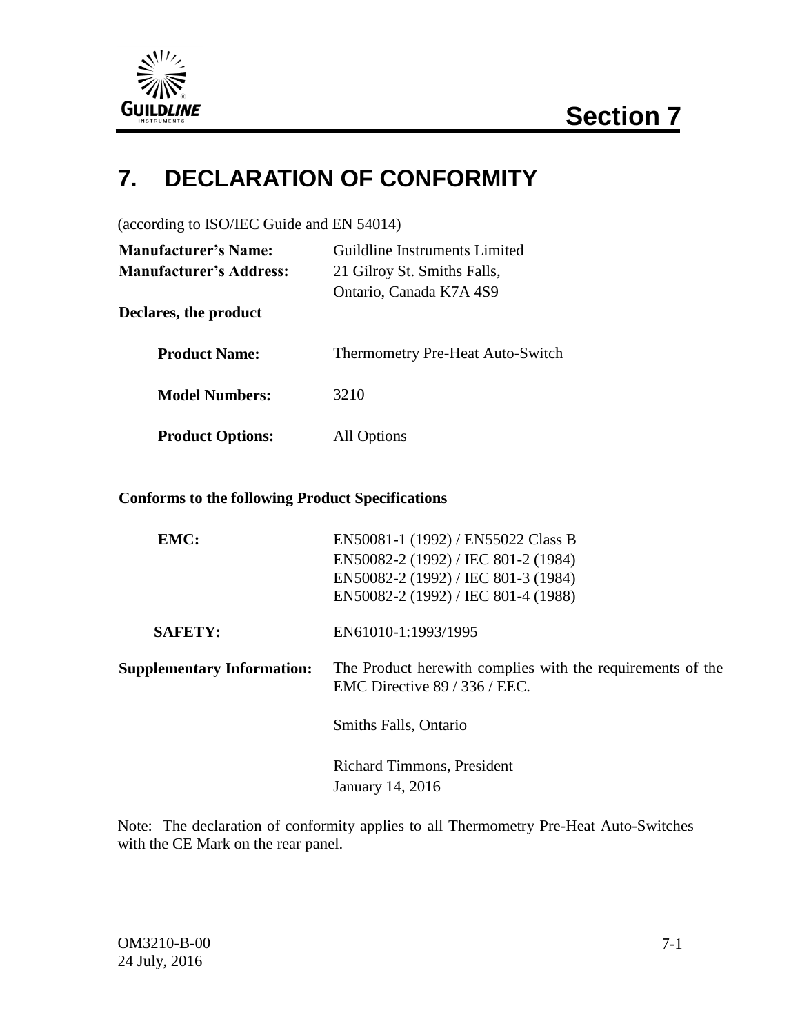# 7. DECLARATION OF CONFORMITY

(according to ISO/IEC Guide and EN 54014)

**Manufacturer's Name:** Guildline Instruments Limited

**Manufacturer's Address:** 21 Gilroy St. Smiths Falls,
Ontario, Canada K7A 4S9

**Declares, the product**

**Product Name:** Thermometry Pre-Heat Auto-Switch

**Model Numbers:** 3210

**Product Options:** All Options

**Conforms to the following Product Specifications**

**EMC:** EN50081-1 (1992) / EN55022 Class B
EN50082-2 (1992) / IEC 801-2 (1984)
EN50082-2 (1992) / IEC 801-3 (1984)
EN50082-2 (1992) / IEC 801-4 (1988)

**SAFETY:** EN61010-1:1993/1995

**Supplementary Information:** The Product herewith complies with the requirements of the EMC Directive 89 / 336 / EEC.

Smiths Falls, Ontario

Richard Timmons, President
January 14, 2016

Note: The declaration of conformity applies to all Thermometry Pre-Heat Auto-Switches with the CE Mark on the rear panel.